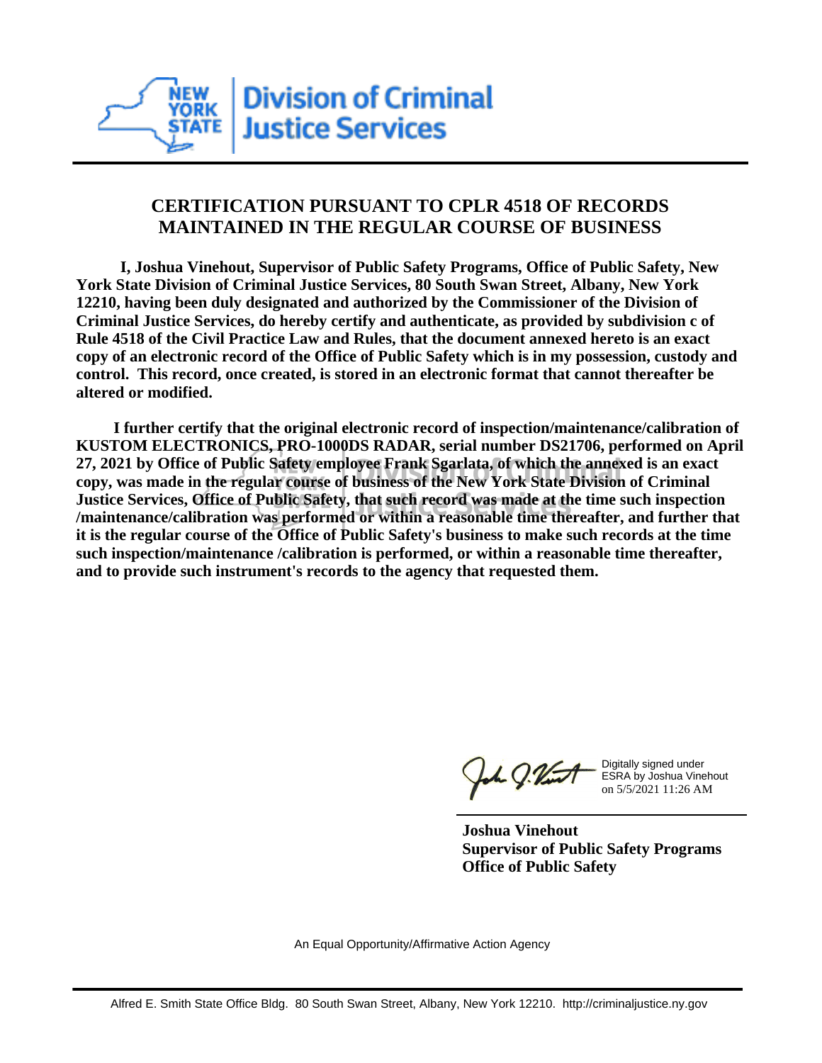# CERTIFICATION PURSUANT TO CPLR 4518 OF RECORDS MAINTAINED IN THE REGULAR COURSE OF BUSINESS

**I, Joshua Vinehout, Supervisor of Public Safety Programs, Office of Public Safety, New York State Division of Criminal Justice Services, 80 South Swan Street, Albany, New York 12210, having been duly designated and authorized by the Commissioner of the Division of Criminal Justice Services, do hereby certify and authenticate, as provided by subdivision c of Rule 4518 of the Civil Practice Law and Rules, that the document annexed hereto is an exact copy of an electronic record of the Office of Public Safety which is in my possession, custody and control. This record, once created, is stored in an electronic format that cannot thereafter be altered or modified.**

**I further certify that the original electronic record of inspection/maintenance/calibration of KUSTOM ELECTRONICS, PRO-1000DS RADAR, serial number DS21706, performed on April 27, 2021 by Office of Public Safety employee Frank Sgarlata, of which the annexed is an exact copy, was made in the regular course of business of the New York State Division of Criminal Justice Services, Office of Public Safety, that such record was made at the time such inspection /maintenance/calibration was performed or within a reasonable time thereafter, and further that it is the regular course of the Office of Public Safety's business to make such records at the time such inspection/maintenance /calibration is performed, or within a reasonable time thereafter, and to provide such instrument's records to the agency that requested them.**

Digitally signed under ESRA by Joshua Vinehout on 5/5/2021 11:26 AM

**Joshua Vinehout**
**Supervisor of Public Safety Programs**
**Office of Public Safety**

An Equal Opportunity/Affirmative Action Agency

Alfred E. Smith State Office Bldg. 80 South Swan Street, Albany, New York 12210. http://criminaljustice.ny.gov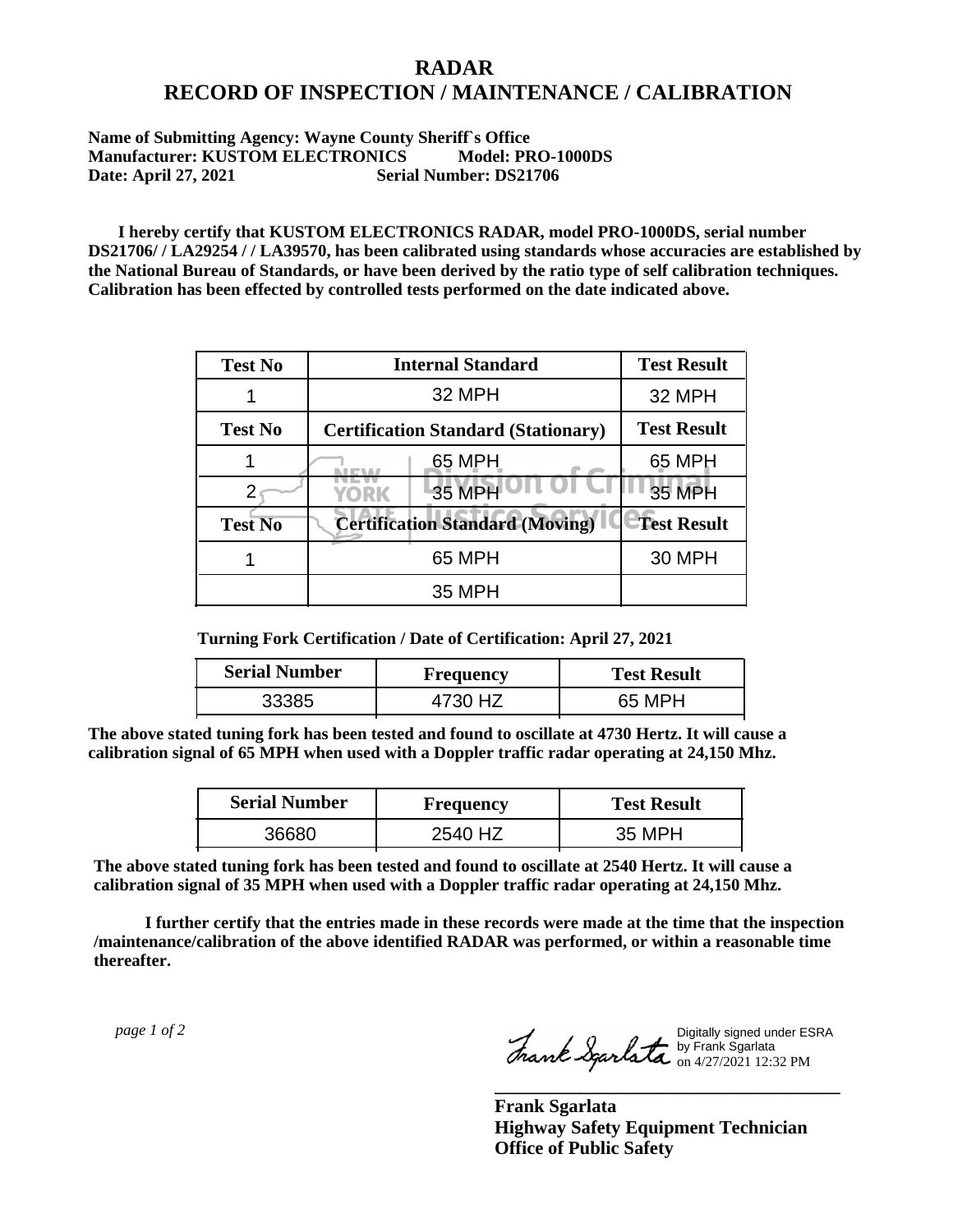# RADAR
# RECORD OF INSPECTION / MAINTENANCE / CALIBRATION

**Name of Submitting Agency: Wayne County Sheriff`s Office**
**Manufacturer: KUSTOM ELECTRONICS Model: PRO-1000DS**
**Date: April 27, 2021 Serial Number: DS21706**

**I hereby certify that KUSTOM ELECTRONICS RADAR, model PRO-1000DS, serial number DS21706/ / LA29254 / / LA39570, has been calibrated using standards whose accuracies are established by the National Bureau of Standards, or have been derived by the ratio type of self calibration techniques. Calibration has been effected by controlled tests performed on the date indicated above.**

| Test No | Internal Standard | Test Result |
|---|---|---|
| 1 | 32 MPH | 32 MPH |
| **Test No** | **Certification Standard (Stationary)** | **Test Result** |
| 1 | 65 MPH | 65 MPH |
| 2 | 35 MPH | 35 MPH |
| **Test No** | **Certification Standard (Moving)** | **Test Result** |
| 1 | 65 MPH | 30 MPH |
| | 35 MPH | |

**Turning Fork Certification / Date of Certification: April 27, 2021**

| Serial Number | Frequency | Test Result |
|---|---|---|
| 33385 | 4730 HZ | 65 MPH |

**The above stated tuning fork has been tested and found to oscillate at 4730 Hertz. It will cause a calibration signal of 65 MPH when used with a Doppler traffic radar operating at 24,150 Mhz.**

| Serial Number | Frequency | Test Result |
|---|---|---|
| 36680 | 2540 HZ | 35 MPH |

**The above stated tuning fork has been tested and found to oscillate at 2540 Hertz. It will cause a calibration signal of 35 MPH when used with a Doppler traffic radar operating at 24,150 Mhz.**

**I further certify that the entries made in these records were made at the time that the inspection /maintenance/calibration of the above identified RADAR was performed, or within a reasonable time thereafter.**

Digitally signed under ESRA by Frank Sgarlata on 4/27/2021 12:32 PM

**Frank Sgarlata**
**Highway Safety Equipment Technician**
**Office of Public Safety**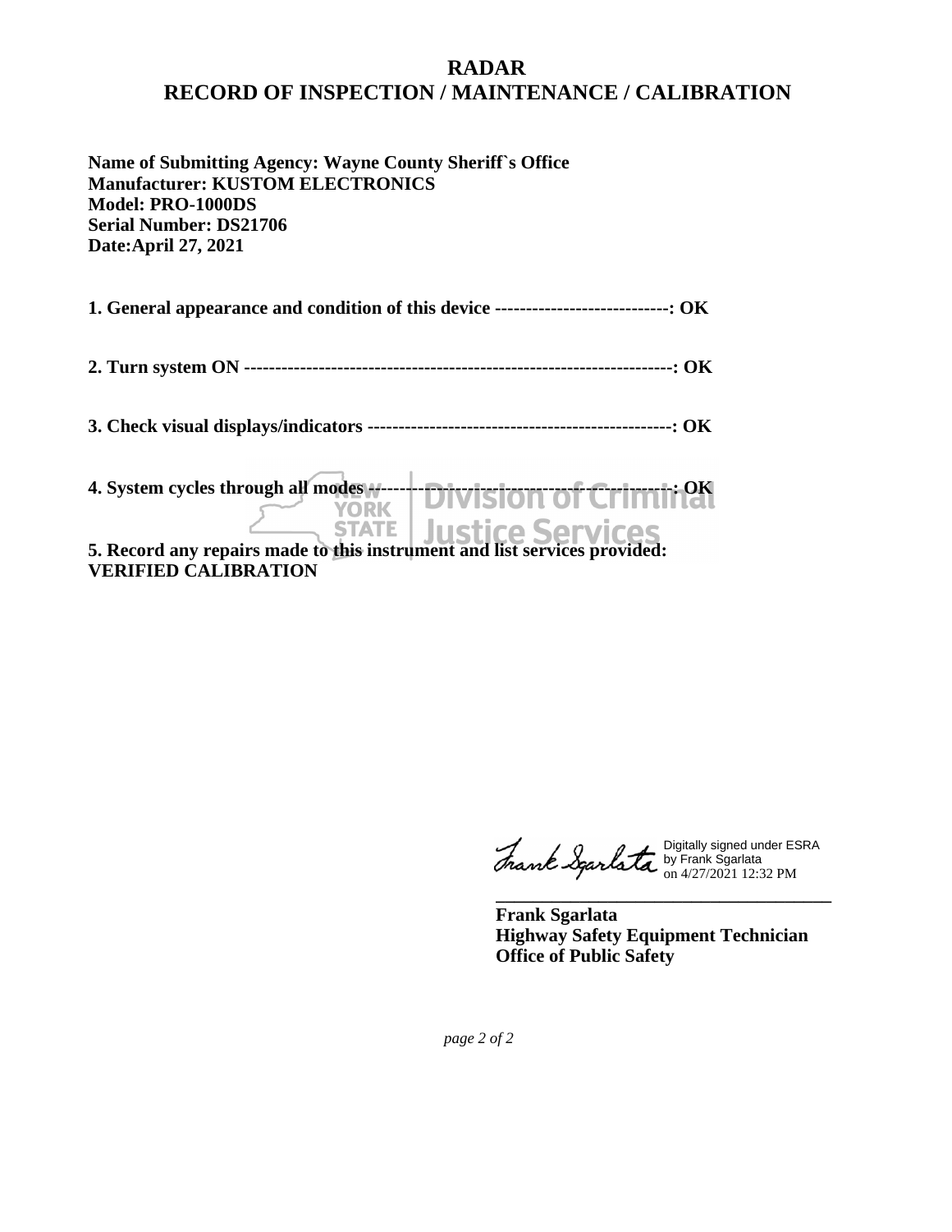# RADAR
# RECORD OF INSPECTION / MAINTENANCE / CALIBRATION

**Name of Submitting Agency: Wayne County Sheriff`s Office**
**Manufacturer: KUSTOM ELECTRONICS**
**Model: PRO-1000DS**
**Serial Number: DS21706**
**Date:April 27, 2021**

**1. General appearance and condition of this device ----------------------------: OK**

**2. Turn system ON -------------------------------------------------------------------: OK**

**3. Check visual displays/indicators -------------------------------------------------: OK**

**4. System cycles through all modes ---------------------------------------------------: OK**

**5. Record any repairs made to this instrument and list services provided:**
**VERIFIED CALIBRATION**

Digitally signed under ESRA by Frank Sgarlata on 4/27/2021 12:32 PM

**Frank Sgarlata**
**Highway Safety Equipment Technician**
**Office of Public Safety**